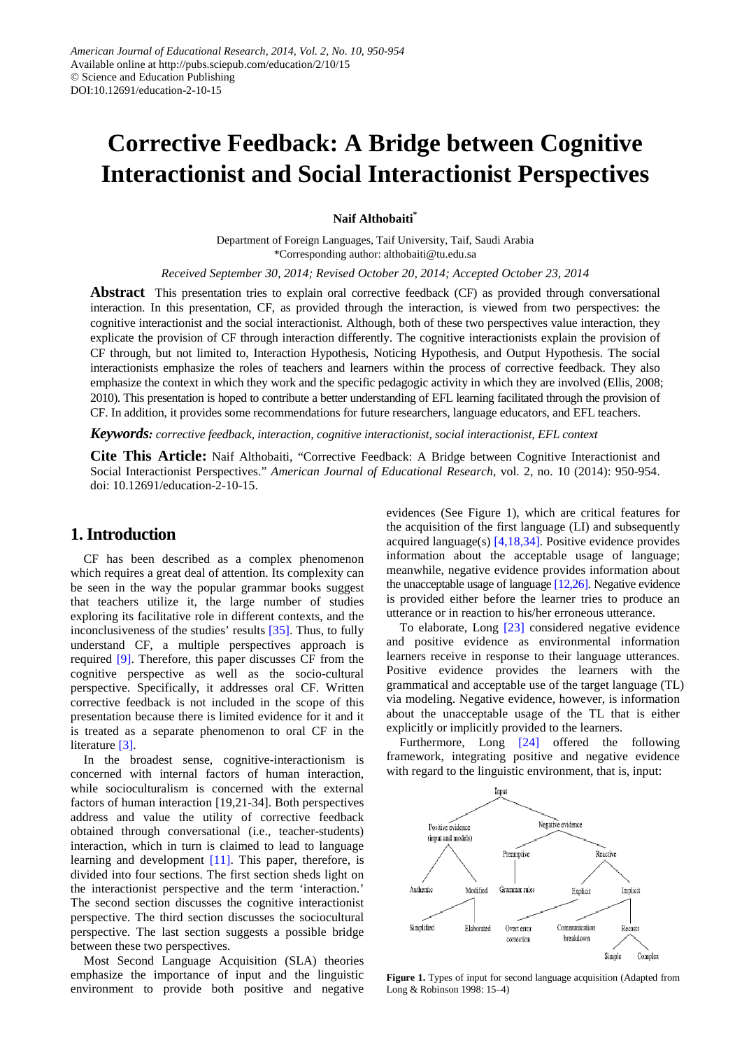American Journal of Educational Research, 2014, Vol. 2, No. 10, 950-954
Available online at http://pubs.sciepub.com/education/2/10/15
© Science and Education Publishing
DOI:10.12691/education-2-10-15

# Corrective Feedback: A Bridge between Cognitive Interactionist and Social Interactionist Perspectives

**Naif Althobaiti***

Department of Foreign Languages, Taif University, Taif, Saudi Arabia
*Corresponding author: althobaiti@tu.edu.sa

*Received September 30, 2014; Revised October 20, 2014; Accepted October 23, 2014*

**Abstract** This presentation tries to explain oral corrective feedback (CF) as provided through conversational interaction. In this presentation, CF, as provided through the interaction, is viewed from two perspectives: the cognitive interactionist and the social interactionist. Although, both of these two perspectives value interaction, they explicate the provision of CF through interaction differently. The cognitive interactionists explain the provision of CF through, but not limited to, Interaction Hypothesis, Noticing Hypothesis, and Output Hypothesis. The social interactionists emphasize the roles of teachers and learners within the process of corrective feedback. They also emphasize the context in which they work and the specific pedagogic activity in which they are involved (Ellis, 2008; 2010). This presentation is hoped to contribute a better understanding of EFL learning facilitated through the provision of CF. In addition, it provides some recommendations for future researchers, language educators, and EFL teachers.

***Keywords:*** *corrective feedback, interaction, cognitive interactionist, social interactionist, EFL context*

**Cite This Article:** Naif Althobaiti, "Corrective Feedback: A Bridge between Cognitive Interactionist and Social Interactionist Perspectives." *American Journal of Educational Research*, vol. 2, no. 10 (2014): 950-954. doi: 10.12691/education-2-10-15.

## 1. Introduction

CF has been described as a complex phenomenon which requires a great deal of attention. Its complexity can be seen in the way the popular grammar books suggest that teachers utilize it, the large number of studies exploring its facilitative role in different contexts, and the inconclusiveness of the studies' results [35]. Thus, to fully understand CF, a multiple perspectives approach is required [9]. Therefore, this paper discusses CF from the cognitive perspective as well as the socio-cultural perspective. Specifically, it addresses oral CF. Written corrective feedback is not included in the scope of this presentation because there is limited evidence for it and it is treated as a separate phenomenon to oral CF in the literature [3].

In the broadest sense, cognitive-interactionism is concerned with internal factors of human interaction, while socioculturalism is concerned with the external factors of human interaction [19,21-34]. Both perspectives address and value the utility of corrective feedback obtained through conversational (i.e., teacher-students) interaction, which in turn is claimed to lead to language learning and development [11]. This paper, therefore, is divided into four sections. The first section sheds light on the interactionist perspective and the term 'interaction.' The second section discusses the cognitive interactionist perspective. The third section discusses the sociocultural perspective. The last section suggests a possible bridge between these two perspectives.

Most Second Language Acquisition (SLA) theories emphasize the importance of input and the linguistic environment to provide both positive and negative evidences (See Figure 1), which are critical features for the acquisition of the first language (LI) and subsequently acquired language(s) [4,18,34]. Positive evidence provides information about the acceptable usage of language; meanwhile, negative evidence provides information about the unacceptable usage of language [12,26]. Negative evidence is provided either before the learner tries to produce an utterance or in reaction to his/her erroneous utterance.

To elaborate, Long [23] considered negative evidence and positive evidence as environmental information learners receive in response to their language utterances. Positive evidence provides the learners with the grammatical and acceptable use of the target language (TL) via modeling. Negative evidence, however, is information about the unacceptable usage of the TL that is either explicitly or implicitly provided to the learners.

Furthermore, Long [24] offered the following framework, integrating positive and negative evidence with regard to the linguistic environment, that is, input:

- Input
  - Positive evidence (input and models)
    - Authentic
    - Modified
      - Simplified
      - Elaborated
  - Negative evidence
    - Preemptive
      - Grammar rules
    - Reactive
      - Explicit
        - Overt error correction
        - Communication breakdown
      - Implicit
        - Recasts
          - Simple
          - Complex

**Figure 1.** Types of input for second language acquisition (Adapted from Long & Robinson 1998: 15–4)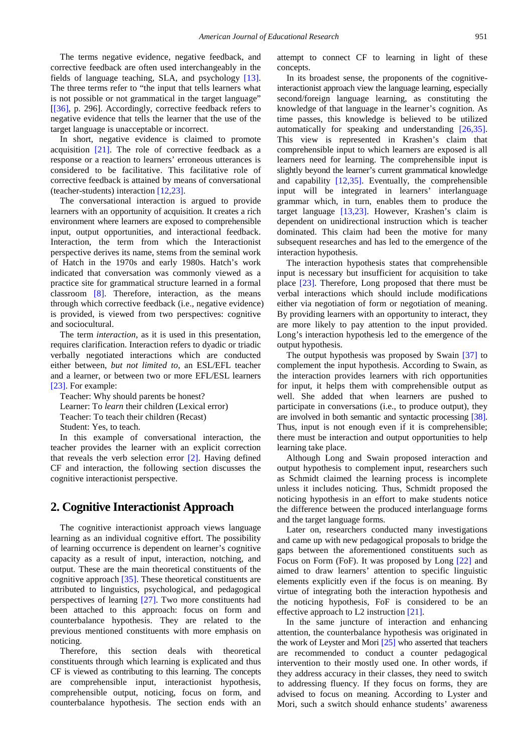The terms negative evidence, negative feedback, and corrective feedback are often used interchangeably in the fields of language teaching, SLA, and psychology [13]. The three terms refer to the "the input that tells learners what is not possible or not grammatical in the target language" [[36], p. 296]. Accordingly, corrective feedback refers to negative evidence that tells the learner that the use of the target language is unacceptable or incorrect.

In short, negative evidence is claimed to promote acquisition [21]. The role of corrective feedback as a response or a reaction to learners' erroneous utterances is considered to be facilitative. This facilitative role of corrective feedback is attained by means of conversational (teacher-students) interaction [12,23].

The conversational interaction is argued to provide learners with an opportunity of acquisition. It creates a rich environment where learners are exposed to comprehensible input, output opportunities, and interactional feedback. Interaction, the term from which the Interactionist perspective derives its name, stems from the seminal work of Hatch in the 1970s and early 1980s. Hatch's work indicated that conversation was commonly viewed as a practice site for grammatical structure learned in a formal classroom [8]. Therefore, interaction, as the means through which corrective feedback (i.e., negative evidence) is provided, is viewed from two perspectives: cognitive and sociocultural.

The term *interaction*, as it is used in this presentation, requires clarification. Interaction refers to dyadic or triadic verbally negotiated interactions which are conducted either between, *but not limited to*, an ESL/EFL teacher and a learner, or between two or more EFL/ESL learners [23]. For example:

Teacher: Why should parents be honest?

Learner: To *learn* their children (Lexical error)

Teacher: To teach their children (Recast)

Student: Yes, to teach.

In this example of conversational interaction, the teacher provides the learner with an explicit correction that reveals the verb selection error [2]. Having defined CF and interaction, the following section discusses the cognitive interactionist perspective.

## 2. Cognitive Interactionist Approach

The cognitive interactionist approach views language learning as an individual cognitive effort. The possibility of learning occurrence is dependent on learner's cognitive capacity as a result of input, interaction, notching, and output. These are the main theoretical constituents of the cognitive approach [35]. These theoretical constituents are attributed to linguistics, psychological, and pedagogical perspectives of learning [27]. Two more constituents had been attached to this approach: focus on form and counterbalance hypothesis. They are related to the previous mentioned constituents with more emphasis on noticing.

Therefore, this section deals with theoretical constituents through which learning is explicated and thus CF is viewed as contributing to this learning. The concepts are comprehensible input, interactionist hypothesis, comprehensible output, noticing, focus on form, and counterbalance hypothesis. The section ends with an attempt to connect CF to learning in light of these concepts.

In its broadest sense, the proponents of the cognitive-interactionist approach view the language learning, especially second/foreign language learning, as constituting the knowledge of that language in the learner's cognition. As time passes, this knowledge is believed to be utilized automatically for speaking and understanding [26,35]. This view is represented in Krashen's claim that comprehensible input to which learners are exposed is all learners need for learning. The comprehensible input is slightly beyond the learner's current grammatical knowledge and capability [12,35]. Eventually, the comprehensible input will be integrated in learners' interlanguage grammar which, in turn, enables them to produce the target language [13,23]. However, Krashen's claim is dependent on unidirectional instruction which is teacher dominated. This claim had been the motive for many subsequent researches and has led to the emergence of the interaction hypothesis.

The interaction hypothesis states that comprehensible input is necessary but insufficient for acquisition to take place [23]. Therefore, Long proposed that there must be verbal interactions which should include modifications either via negotiation of form or negotiation of meaning. By providing learners with an opportunity to interact, they are more likely to pay attention to the input provided. Long's interaction hypothesis led to the emergence of the output hypothesis.

The output hypothesis was proposed by Swain [37] to complement the input hypothesis. According to Swain, as the interaction provides learners with rich opportunities for input, it helps them with comprehensible output as well. She added that when learners are pushed to participate in conversations (i.e., to produce output), they are involved in both semantic and syntactic processing [38]. Thus, input is not enough even if it is comprehensible; there must be interaction and output opportunities to help learning take place.

Although Long and Swain proposed interaction and output hypothesis to complement input, researchers such as Schmidt claimed the learning process is incomplete unless it includes noticing. Thus, Schmidt proposed the noticing hypothesis in an effort to make students notice the difference between the produced interlanguage forms and the target language forms.

Later on, researchers conducted many investigations and came up with new pedagogical proposals to bridge the gaps between the aforementioned constituents such as Focus on Form (FoF). It was proposed by Long [22] and aimed to draw learners' attention to specific linguistic elements explicitly even if the focus is on meaning. By virtue of integrating both the interaction hypothesis and the noticing hypothesis, FoF is considered to be an effective approach to L2 instruction [21].

In the same juncture of interaction and enhancing attention, the counterbalance hypothesis was originated in the work of Leyster and Mori [25] who asserted that teachers are recommended to conduct a counter pedagogical intervention to their mostly used one. In other words, if they address accuracy in their classes, they need to switch to addressing fluency. If they focus on forms, they are advised to focus on meaning. According to Lyster and Mori, such a switch should enhance students' awareness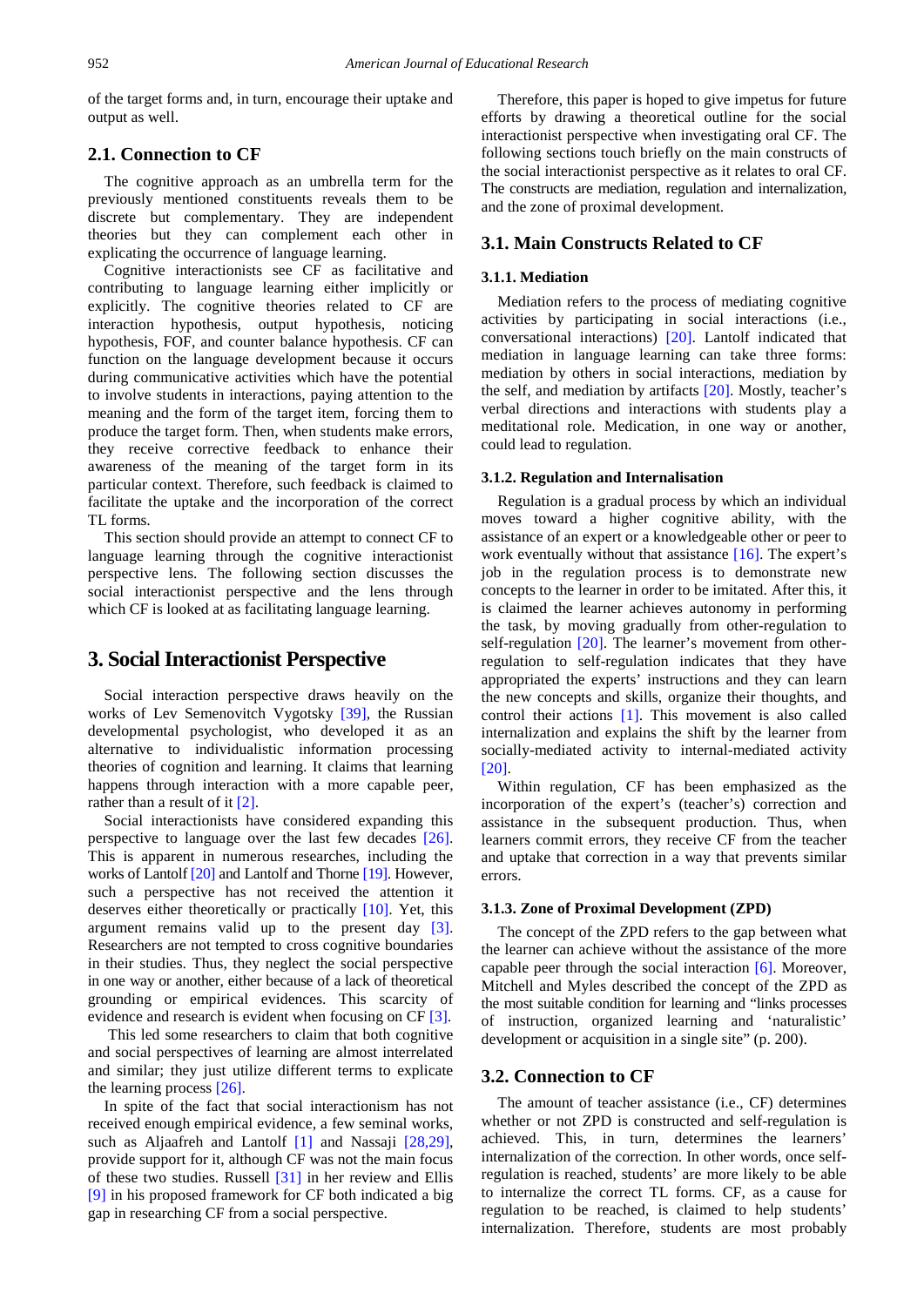of the target forms and, in turn, encourage their uptake and output as well.

## 2.1. Connection to CF

The cognitive approach as an umbrella term for the previously mentioned constituents reveals them to be discrete but complementary. They are independent theories but they can complement each other in explicating the occurrence of language learning.

Cognitive interactionists see CF as facilitative and contributing to language learning either implicitly or explicitly. The cognitive theories related to CF are interaction hypothesis, output hypothesis, noticing hypothesis, FOF, and counter balance hypothesis. CF can function on the language development because it occurs during communicative activities which have the potential to involve students in interactions, paying attention to the meaning and the form of the target item, forcing them to produce the target form. Then, when students make errors, they receive corrective feedback to enhance their awareness of the meaning of the target form in its particular context. Therefore, such feedback is claimed to facilitate the uptake and the incorporation of the correct TL forms.

This section should provide an attempt to connect CF to language learning through the cognitive interactionist perspective lens. The following section discusses the social interactionist perspective and the lens through which CF is looked at as facilitating language learning.

# 3. Social Interactionist Perspective

Social interaction perspective draws heavily on the works of Lev Semenovitch Vygotsky [39], the Russian developmental psychologist, who developed it as an alternative to individualistic information processing theories of cognition and learning. It claims that learning happens through interaction with a more capable peer, rather than a result of it [2].

Social interactionists have considered expanding this perspective to language over the last few decades [26]. This is apparent in numerous researches, including the works of Lantolf [20] and Lantolf and Thorne [19]. However, such a perspective has not received the attention it deserves either theoretically or practically [10]. Yet, this argument remains valid up to the present day [3]. Researchers are not tempted to cross cognitive boundaries in their studies. Thus, they neglect the social perspective in one way or another, either because of a lack of theoretical grounding or empirical evidences. This scarcity of evidence and research is evident when focusing on CF [3].

This led some researchers to claim that both cognitive and social perspectives of learning are almost interrelated and similar; they just utilize different terms to explicate the learning process [26].

In spite of the fact that social interactionism has not received enough empirical evidence, a few seminal works, such as Aljaafreh and Lantolf [1] and Nassaji [28,29], provide support for it, although CF was not the main focus of these two studies. Russell [31] in her review and Ellis [9] in his proposed framework for CF both indicated a big gap in researching CF from a social perspective.

Therefore, this paper is hoped to give impetus for future efforts by drawing a theoretical outline for the social interactionist perspective when investigating oral CF. The following sections touch briefly on the main constructs of the social interactionist perspective as it relates to oral CF. The constructs are mediation, regulation and internalization, and the zone of proximal development.

## 3.1. Main Constructs Related to CF

### 3.1.1. Mediation

Mediation refers to the process of mediating cognitive activities by participating in social interactions (i.e., conversational interactions) [20]. Lantolf indicated that mediation in language learning can take three forms: mediation by others in social interactions, mediation by the self, and mediation by artifacts [20]. Mostly, teacher's verbal directions and interactions with students play a meditational role. Medication, in one way or another, could lead to regulation.

### 3.1.2. Regulation and Internalisation

Regulation is a gradual process by which an individual moves toward a higher cognitive ability, with the assistance of an expert or a knowledgeable other or peer to work eventually without that assistance [16]. The expert's job in the regulation process is to demonstrate new concepts to the learner in order to be imitated. After this, it is claimed the learner achieves autonomy in performing the task, by moving gradually from other-regulation to self-regulation [20]. The learner's movement from other-regulation to self-regulation indicates that they have appropriated the experts' instructions and they can learn the new concepts and skills, organize their thoughts, and control their actions [1]. This movement is also called internalization and explains the shift by the learner from socially-mediated activity to internal-mediated activity [20].

Within regulation, CF has been emphasized as the incorporation of the expert's (teacher's) correction and assistance in the subsequent production. Thus, when learners commit errors, they receive CF from the teacher and uptake that correction in a way that prevents similar errors.

### 3.1.3. Zone of Proximal Development (ZPD)

The concept of the ZPD refers to the gap between what the learner can achieve without the assistance of the more capable peer through the social interaction [6]. Moreover, Mitchell and Myles described the concept of the ZPD as the most suitable condition for learning and "links processes of instruction, organized learning and 'naturalistic' development or acquisition in a single site" (p. 200).

## 3.2. Connection to CF

The amount of teacher assistance (i.e., CF) determines whether or not ZPD is constructed and self-regulation is achieved. This, in turn, determines the learners' internalization of the correction. In other words, once self-regulation is reached, students' are more likely to be able to internalize the correct TL forms. CF, as a cause for regulation to be reached, is claimed to help students' internalization. Therefore, students are most probably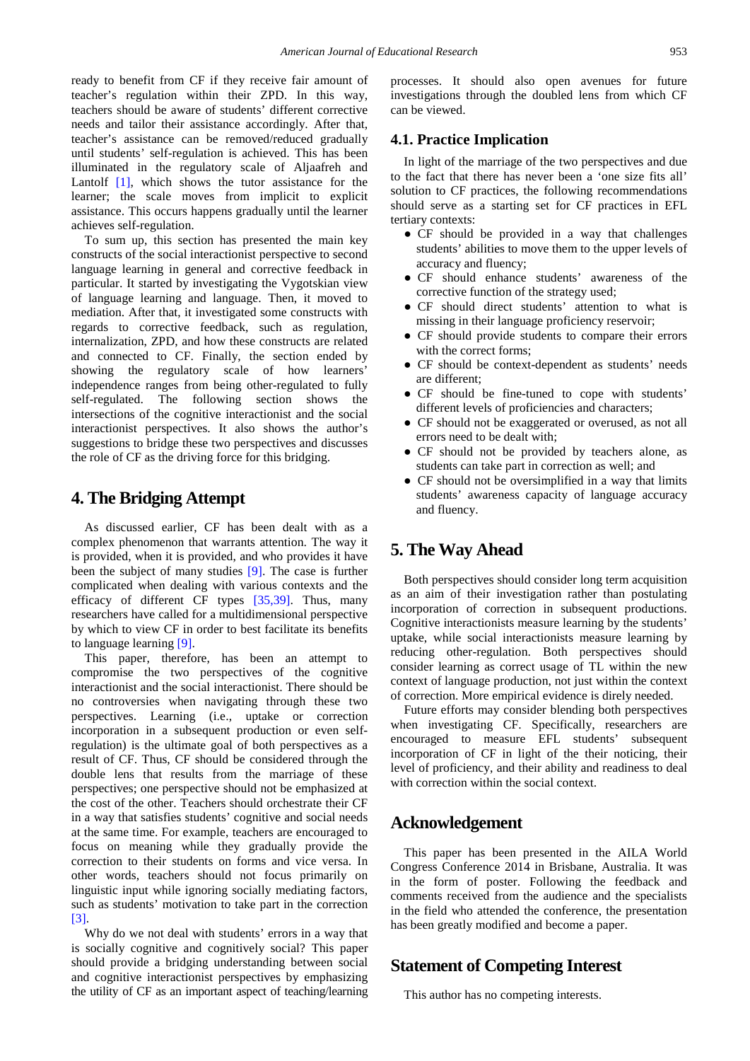ready to benefit from CF if they receive fair amount of teacher's regulation within their ZPD. In this way, teachers should be aware of students' different corrective needs and tailor their assistance accordingly. After that, teacher's assistance can be removed/reduced gradually until students' self-regulation is achieved. This has been illuminated in the regulatory scale of Aljaafreh and Lantolf [1], which shows the tutor assistance for the learner; the scale moves from implicit to explicit assistance. This occurs happens gradually until the learner achieves self-regulation.

To sum up, this section has presented the main key constructs of the social interactionist perspective to second language learning in general and corrective feedback in particular. It started by investigating the Vygotskian view of language learning and language. Then, it moved to mediation. After that, it investigated some constructs with regards to corrective feedback, such as regulation, internalization, ZPD, and how these constructs are related and connected to CF. Finally, the section ended by showing the regulatory scale of how learners' independence ranges from being other-regulated to fully self-regulated. The following section shows the intersections of the cognitive interactionist and the social interactionist perspectives. It also shows the author's suggestions to bridge these two perspectives and discusses the role of CF as the driving force for this bridging.

# 4. The Bridging Attempt

As discussed earlier, CF has been dealt with as a complex phenomenon that warrants attention. The way it is provided, when it is provided, and who provides it have been the subject of many studies [9]. The case is further complicated when dealing with various contexts and the efficacy of different CF types [35,39]. Thus, many researchers have called for a multidimensional perspective by which to view CF in order to best facilitate its benefits to language learning [9].

This paper, therefore, has been an attempt to compromise the two perspectives of the cognitive interactionist and the social interactionist. There should be no controversies when navigating through these two perspectives. Learning (i.e., uptake or correction incorporation in a subsequent production or even self-regulation) is the ultimate goal of both perspectives as a result of CF. Thus, CF should be considered through the double lens that results from the marriage of these perspectives; one perspective should not be emphasized at the cost of the other. Teachers should orchestrate their CF in a way that satisfies students' cognitive and social needs at the same time. For example, teachers are encouraged to focus on meaning while they gradually provide the correction to their students on forms and vice versa. In other words, teachers should not focus primarily on linguistic input while ignoring socially mediating factors, such as students' motivation to take part in the correction [3].

Why do we not deal with students' errors in a way that is socially cognitive and cognitively social? This paper should provide a bridging understanding between social and cognitive interactionist perspectives by emphasizing the utility of CF as an important aspect of teaching/learning processes. It should also open avenues for future investigations through the doubled lens from which CF can be viewed.

## 4.1. Practice Implication

In light of the marriage of the two perspectives and due to the fact that there has never been a 'one size fits all' solution to CF practices, the following recommendations should serve as a starting set for CF practices in EFL tertiary contexts:

- CF should be provided in a way that challenges students' abilities to move them to the upper levels of accuracy and fluency;
- CF should enhance students' awareness of the corrective function of the strategy used;
- CF should direct students' attention to what is missing in their language proficiency reservoir;
- CF should provide students to compare their errors with the correct forms;
- CF should be context-dependent as students' needs are different;
- CF should be fine-tuned to cope with students' different levels of proficiencies and characters;
- CF should not be exaggerated or overused, as not all errors need to be dealt with;
- CF should not be provided by teachers alone, as students can take part in correction as well; and
- CF should not be oversimplified in a way that limits students' awareness capacity of language accuracy and fluency.

# 5. The Way Ahead

Both perspectives should consider long term acquisition as an aim of their investigation rather than postulating incorporation of correction in subsequent productions. Cognitive interactionists measure learning by the students' uptake, while social interactionists measure learning by reducing other-regulation. Both perspectives should consider learning as correct usage of TL within the new context of language production, not just within the context of correction. More empirical evidence is direly needed.

Future efforts may consider blending both perspectives when investigating CF. Specifically, researchers are encouraged to measure EFL students' subsequent incorporation of CF in light of the their noticing, their level of proficiency, and their ability and readiness to deal with correction within the social context.

# Acknowledgement

This paper has been presented in the AILA World Congress Conference 2014 in Brisbane, Australia. It was in the form of poster. Following the feedback and comments received from the audience and the specialists in the field who attended the conference, the presentation has been greatly modified and become a paper.

# Statement of Competing Interest

This author has no competing interests.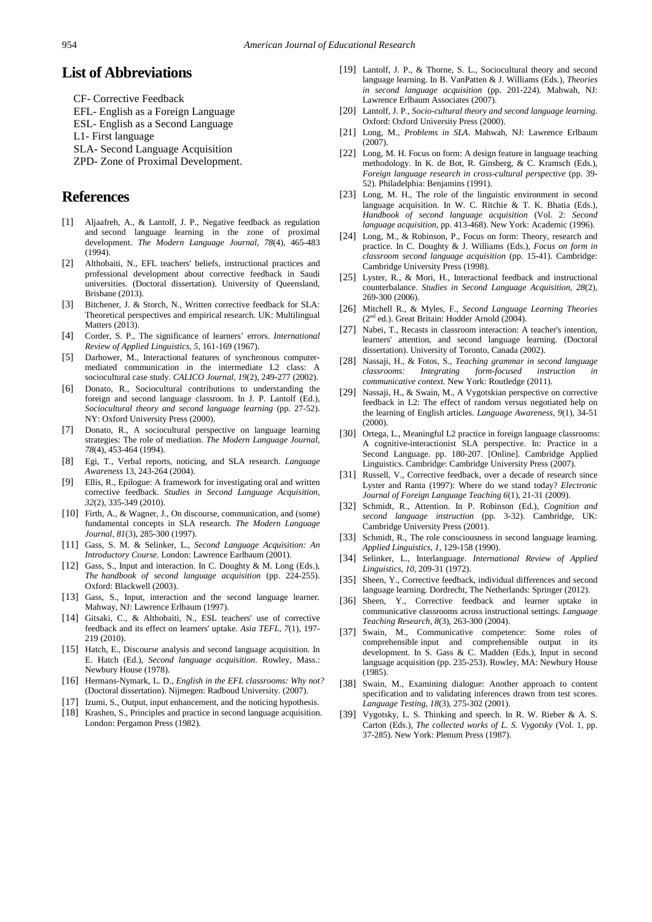## List of Abbreviations

CF- Corrective Feedback
EFL- English as a Foreign Language
ESL- English as a Second Language
L1- First language
SLA- Second Language Acquisition
ZPD- Zone of Proximal Development.

## References

[1] Aljaafreh, A., & Lantolf, J. P., Negative feedback as regulation and second language learning in the zone of proximal development. *The Modern Language Journal, 78*(4), 465-483 (1994).

[2] Althobaiti, N., EFL teachers' beliefs, instructional practices and professional development about corrective feedback in Saudi universities. (Doctoral dissertation). University of Queensland, Brisbane (2013).

[3] Bitchener, J. & Storch, N., Written corrective feedback for SLA: Theoretical perspectives and empirical research. UK: Multilingual Matters (2013).

[4] Corder, S. P., The significance of learners' errors. *International Review of Applied Linguistics, 5,* 161-169 (1967).

[5] Darhower, M., Interactional features of synchronous computer-mediated communication in the intermediate L2 class: A sociocultural case study. *CALICO Journal, 19*(2), 249-277 (2002).

[6] Donato, R., Sociocultural contributions to understanding the foreign and second language classroom. In J. P. Lantolf (Ed.), *Sociocultural theory and second language learning* (pp. 27-52). NY: Oxford University Press (2000).

[7] Donato, R., A sociocultural perspective on language learning strategies: The role of mediation. *The Modern Language Journal, 78*(4), 453-464 (1994).

[8] Egi, T., Verbal reports, noticing, and SLA research. *Language Awareness* 13, 243-264 (2004).

[9] Ellis, R., Epilogue: A framework for investigating oral and written corrective feedback. *Studies in Second Language Acquisition, 32*(2), 335-349 (2010).

[10] Firth, A., & Wagner, J., On discourse, communication, and (some) fundamental concepts in SLA research. *The Modern Language Journal, 81*(3), 285-300 (1997).

[11] Gass, S. M. & Selinker, L., *Second Language Acquisition: An Introductory Course.* London: Lawrence Earlbaum (2001).

[12] Gass, S., Input and interaction. In C. Doughty & M. Long (Eds.), *The handbook of second language acquisition* (pp. 224-255). Oxford: Blackwell (2003).

[13] Gass, S., Input, interaction and the second language learner. Mahway, NJ: Lawrence Erlbaum (1997).

[14] Gitsaki, C., & Althobaiti, N., ESL teachers' use of corrective feedback and its effect on learners' uptake. *Asia TEFL, 7*(1), 197-219 (2010).

[15] Hatch, E., Discourse analysis and second language acquisition. In E. Hatch (Ed.), *Second language acquisition*. Rowley, Mass.: Newbury House (1978).

[16] Hermans-Nymark, L. D., *English in the EFL classrooms: Why not?* (Doctoral dissertation). Nijmegen: Radboud University. (2007).

[17] Izumi, S., Output, input enhancement, and the noticing hypothesis.

[18] Krashen, S., Principles and practice in second language acquisition. London: Pergamon Press (1982).

[19] Lantolf, J. P., & Thorne, S. L., Sociocultural theory and second language learning. In B. VanPatten & J. Williams (Eds.), *Theories in second language acquisition* (pp. 201-224). Mahwah, NJ: Lawrence Erlbaum Associates (2007).

[20] Lantolf, J. P., *Socio-cultural theory and second language learning*. Oxford: Oxford University Press (2000).

[21] Long, M., *Problems in SLA*. Mahwah, NJ: Lawrence Erlbaum (2007).

[22] Long, M. H. Focus on form: A design feature in language teaching methodology. In K. de Bot, R. Ginsberg, & C. Kramsch (Eds.), *Foreign language research in cross-cultural perspective* (pp. 39-52). Philadelphia: Benjamins (1991).

[23] Long, M. H., The role of the linguistic environment in second language acquisition. In W. C. Ritchie & T. K. Bhatia (Eds.), *Handbook of second language acquisition* (Vol. 2: *Second language acquisition*, pp. 413-468). New York: Academic (1996).

[24] Long, M., & Robinson, P., Focus on form: Theory, research and practice. In C. Doughty & J. Williams (Eds.), *Focus on form in classroom second language acquisition* (pp. 15-41). Cambridge: Cambridge University Press (1998).

[25] Lyster, R., & Mori, H., Interactional feedback and instructional counterbalance. *Studies in Second Language Acquisition, 28*(2), 269-300 (2006).

[26] Mitchell R., & Myles, F., *Second Language Learning Theories* (2nd ed.). Great Britain: Hodder Arnold (2004).

[27] Nabei, T., Recasts in classroom interaction: A teacher's intention, learners' attention, and second language learning. (Doctoral dissertation). University of Toronto, Canada (2002).

[28] Nassaji, H., & Fotos, S., *Teaching grammar in second language classrooms: Integrating form-focused instruction in communicative context.* New York: Routledge (2011).

[29] Nassaji, H., & Swain, M., A Vygotskian perspective on corrective feedback in L2: The effect of random versus negotiated help on the learning of English articles. *Language Awareness, 9*(1), 34-51 (2000).

[30] Ortega, L., Meaningful L2 practice in foreign language classrooms: A cognitive-interactionist SLA perspective. In: Practice in a Second Language. pp. 180-207. [Online]. Cambridge Applied Linguistics. Cambridge: Cambridge University Press (2007).

[31] Russell, V., Corrective feedback, over a decade of research since Lyster and Ranta (1997): Where do we stand today? *Electronic Journal of Foreign Language Teaching 6*(1), 21-31 (2009).

[32] Schmidt, R., Attention. In P. Robinson (Ed.), *Cognition and second language instruction* (pp. 3-32). Cambridge, UK: Cambridge University Press (2001).

[33] Schmidt, R., The role consciousness in second language learning. *Applied Linguistics, 1,* 129-158 (1990).

[34] Selinker, L., Interlanguage. *International Review of Applied Linguistics, 10,* 209-31 (1972).

[35] Sheen, Y., Corrective feedback, individual differences and second language learning. Dordrecht, The Netherlands: Springer (2012).

[36] Sheen, Y., Corrective feedback and learner uptake in communicative classrooms across instructional settings. *Language Teaching Research, 8*(3), 263-300 (2004).

[37] Swain, M., Communicative competence: Some roles of comprehensible input and comprehensible output in its development. In S. Gass & C. Madden (Eds.), Input in second language acquisition (pp. 235-253). Rowley, MA: Newbury House (1985).

[38] Swain, M., Examining dialogue: Another approach to content specification and to validating inferences drawn from test scores. *Language Testing, 18*(3), 275-302 (2001).

[39] Vygotsky, L. S. Thinking and speech. In R. W. Rieber & A. S. Carton (Eds.), *The collected works of L. S. Vygotsky* (Vol. 1, pp. 37-285). New York: Plenum Press (1987).